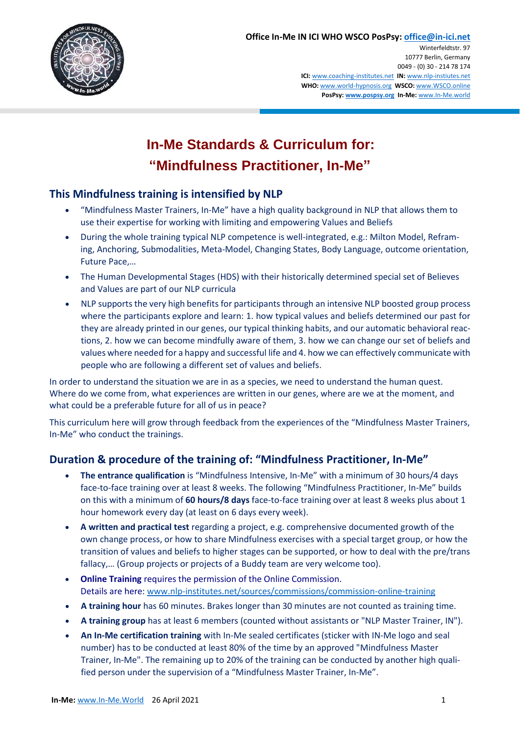**Office In-Me IN ICI WHO WSCO PosPsy: office@in-ici.net**
Winterfeldtstr. 97
10777 Berlin, Germany
0049 - (0) 30 - 214 78 174
**ICI:** www.coaching-institutes.net **IN:** www.nlp-instiutes.net
**WHO:** www.world-hypnosis.org **WSCO:** www.WSCO.online
**PosPsy:** **www.pospsy.org** **In-Me:** www.In-Me.world

# In-Me Standards & Curriculum for: “Mindfulness Practitioner, In-Me”

## This Mindfulness training is intensified by NLP

- “Mindfulness Master Trainers, In-Me” have a high quality background in NLP that allows them to use their expertise for working with limiting and empowering Values and Beliefs
- During the whole training typical NLP competence is well-integrated, e.g.: Milton Model, Reframing, Anchoring, Submodalities, Meta-Model, Changing States, Body Language, outcome orientation, Future Pace,…
- The Human Developmental Stages (HDS) with their historically determined special set of Believes and Values are part of our NLP curricula
- NLP supports the very high benefits for participants through an intensive NLP boosted group process where the participants explore and learn: 1. how typical values and beliefs determined our past for they are already printed in our genes, our typical thinking habits, and our automatic behavioral reactions, 2. how we can become mindfully aware of them, 3. how we can change our set of beliefs and values where needed for a happy and successful life and 4. how we can effectively communicate with people who are following a different set of values and beliefs.

In order to understand the situation we are in as a species, we need to understand the human quest. Where do we come from, what experiences are written in our genes, where are we at the moment, and what could be a preferable future for all of us in peace?

This curriculum here will grow through feedback from the experiences of the “Mindfulness Master Trainers, In-Me” who conduct the trainings.

## Duration & procedure of the training of: “Mindfulness Practitioner, In-Me”

- **The entrance qualification** is “Mindfulness Intensive, In-Me” with a minimum of 30 hours/4 days face-to-face training over at least 8 weeks. The following “Mindfulness Practitioner, In-Me” builds on this with a minimum of **60 hours/8 days** face-to-face training over at least 8 weeks plus about 1 hour homework every day (at least on 6 days every week).
- **A written and practical test** regarding a project, e.g. comprehensive documented growth of the own change process, or how to share Mindfulness exercises with a special target group, or how the transition of values and beliefs to higher stages can be supported, or how to deal with the pre/trans fallacy,… (Group projects or projects of a Buddy team are very welcome too).
- **Online Training** requires the permission of the Online Commission.
  Details are here: www.nlp-institutes.net/sources/commissions/commission-online-training
- **A training hour** has 60 minutes. Brakes longer than 30 minutes are not counted as training time.
- **A training group** has at least 6 members (counted without assistants or "NLP Master Trainer, IN").
- **An In-Me certification training** with In-Me sealed certificates (sticker with IN-Me logo and seal number) has to be conducted at least 80% of the time by an approved "Mindfulness Master Trainer, In-Me". The remaining up to 20% of the training can be conducted by another high qualified person under the supervision of a “Mindfulness Master Trainer, In-Me”.

**In-Me:** www.In-Me.World 26 April 2021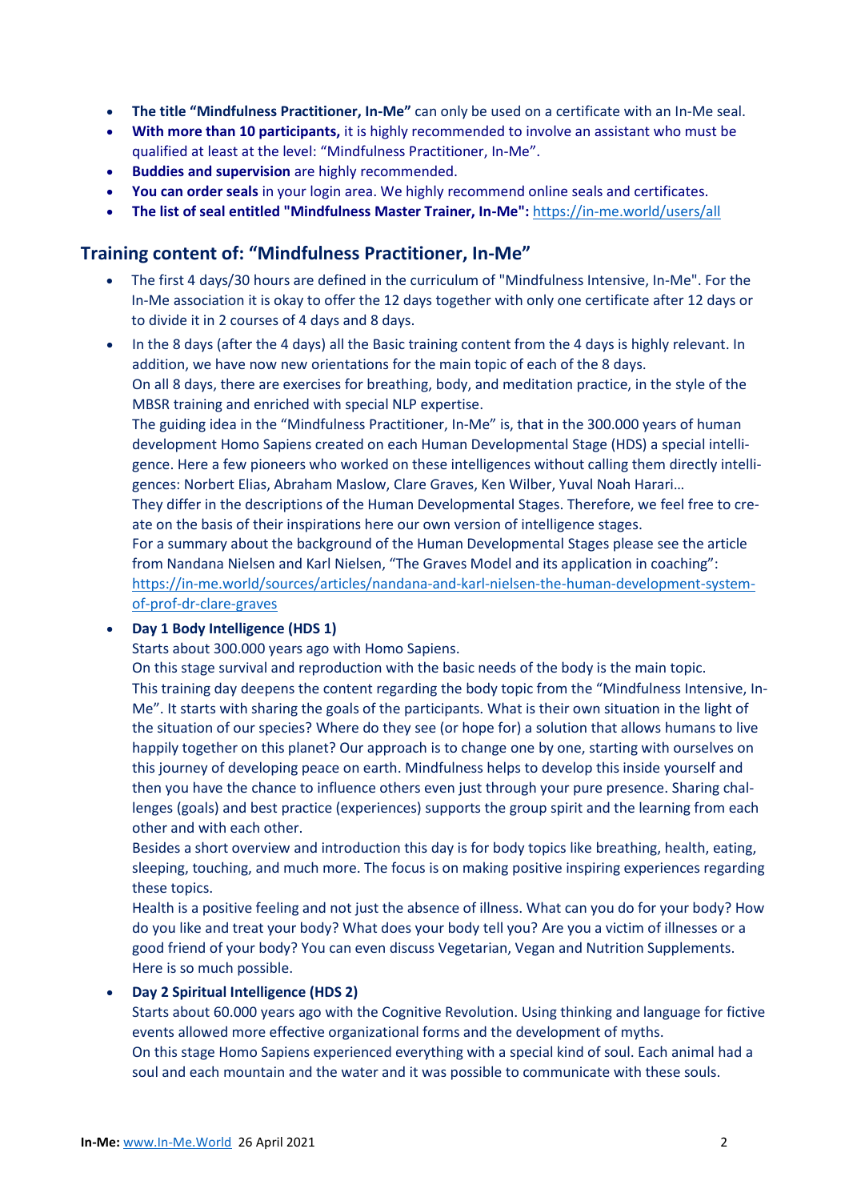- **The title "Mindfulness Practitioner, In-Me"** can only be used on a certificate with an In-Me seal.
- **With more than 10 participants,** it is highly recommended to involve an assistant who must be qualified at least at the level: "Mindfulness Practitioner, In-Me".
- **Buddies and supervision** are highly recommended.
- **You can order seals** in your login area. We highly recommend online seals and certificates.
- **The list of seal entitled "Mindfulness Master Trainer, In-Me":** https://in-me.world/users/all

## Training content of: "Mindfulness Practitioner, In-Me"

- The first 4 days/30 hours are defined in the curriculum of "Mindfulness Intensive, In-Me". For the In-Me association it is okay to offer the 12 days together with only one certificate after 12 days or to divide it in 2 courses of 4 days and 8 days.
- In the 8 days (after the 4 days) all the Basic training content from the 4 days is highly relevant. In addition, we have now new orientations for the main topic of each of the 8 days.
  On all 8 days, there are exercises for breathing, body, and meditation practice, in the style of the MBSR training and enriched with special NLP expertise.
  The guiding idea in the "Mindfulness Practitioner, In-Me" is, that in the 300.000 years of human development Homo Sapiens created on each Human Developmental Stage (HDS) a special intelligence. Here a few pioneers who worked on these intelligences without calling them directly intelligences: Norbert Elias, Abraham Maslow, Clare Graves, Ken Wilber, Yuval Noah Harari…
  They differ in the descriptions of the Human Developmental Stages. Therefore, we feel free to create on the basis of their inspirations here our own version of intelligence stages.
  For a summary about the background of the Human Developmental Stages please see the article from Nandana Nielsen and Karl Nielsen, "The Graves Model and its application in coaching": https://in-me.world/sources/articles/nandana-and-karl-nielsen-the-human-development-system-of-prof-dr-clare-graves
- **Day 1 Body Intelligence (HDS 1)**
  Starts about 300.000 years ago with Homo Sapiens.
  On this stage survival and reproduction with the basic needs of the body is the main topic.
  This training day deepens the content regarding the body topic from the "Mindfulness Intensive, In-Me". It starts with sharing the goals of the participants. What is their own situation in the light of the situation of our species? Where do they see (or hope for) a solution that allows humans to live happily together on this planet? Our approach is to change one by one, starting with ourselves on this journey of developing peace on earth. Mindfulness helps to develop this inside yourself and then you have the chance to influence others even just through your pure presence. Sharing challenges (goals) and best practice (experiences) supports the group spirit and the learning from each other and with each other.
  Besides a short overview and introduction this day is for body topics like breathing, health, eating, sleeping, touching, and much more. The focus is on making positive inspiring experiences regarding these topics.
  Health is a positive feeling and not just the absence of illness. What can you do for your body? How do you like and treat your body? What does your body tell you? Are you a victim of illnesses or a good friend of your body? You can even discuss Vegetarian, Vegan and Nutrition Supplements. Here is so much possible.
- **Day 2 Spiritual Intelligence (HDS 2)**
  Starts about 60.000 years ago with the Cognitive Revolution. Using thinking and language for fictive events allowed more effective organizational forms and the development of myths.
  On this stage Homo Sapiens experienced everything with a special kind of soul. Each animal had a soul and each mountain and the water and it was possible to communicate with these souls.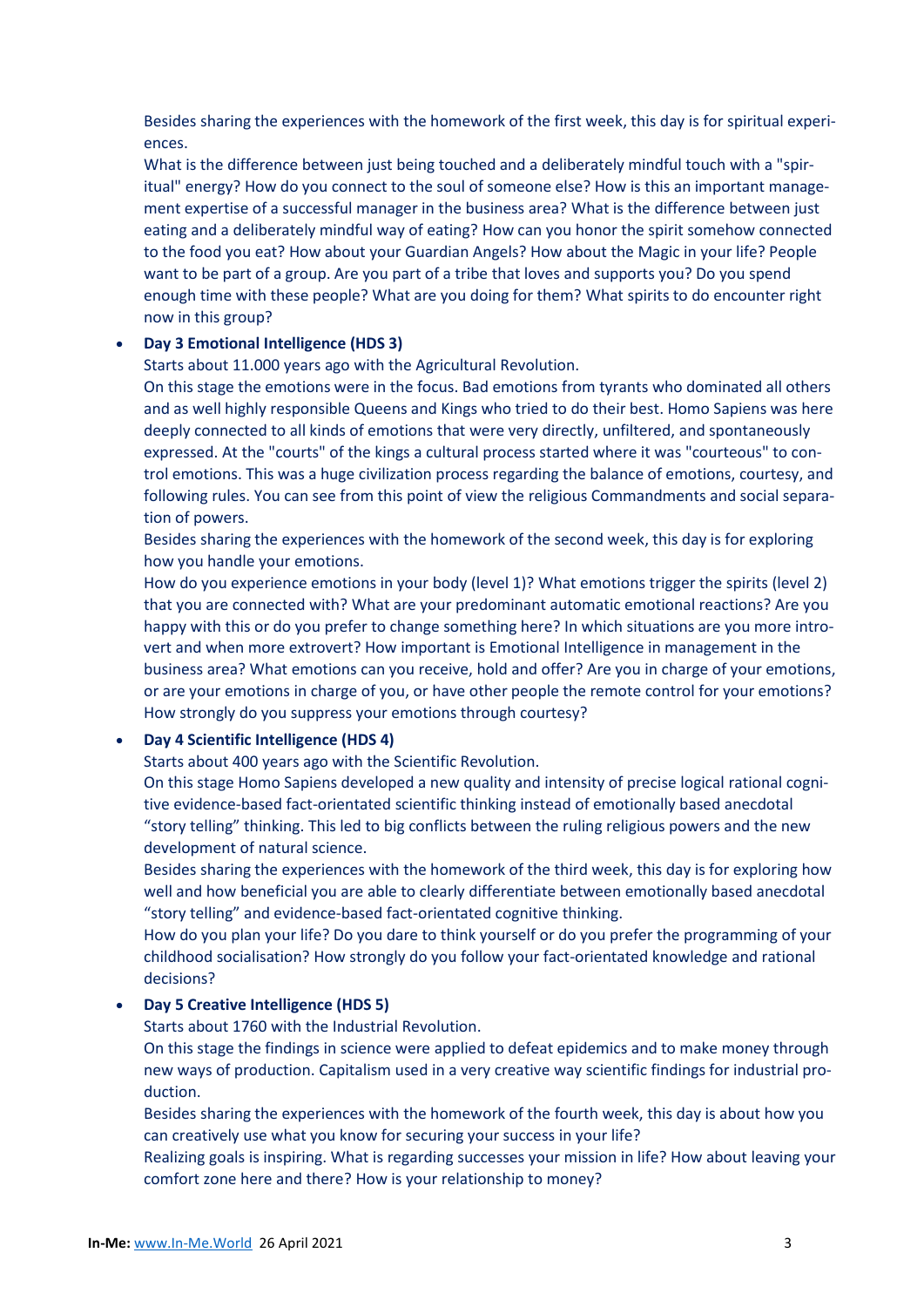Besides sharing the experiences with the homework of the first week, this day is for spiritual experiences.

What is the difference between just being touched and a deliberately mindful touch with a "spiritual" energy? How do you connect to the soul of someone else? How is this an important management expertise of a successful manager in the business area? What is the difference between just eating and a deliberately mindful way of eating? How can you honor the spirit somehow connected to the food you eat? How about your Guardian Angels? How about the Magic in your life? People want to be part of a group. Are you part of a tribe that loves and supports you? Do you spend enough time with these people? What are you doing for them? What spirits to do encounter right now in this group?

- **Day 3 Emotional Intelligence (HDS 3)**

  Starts about 11.000 years ago with the Agricultural Revolution.

  On this stage the emotions were in the focus. Bad emotions from tyrants who dominated all others and as well highly responsible Queens and Kings who tried to do their best. Homo Sapiens was here deeply connected to all kinds of emotions that were very directly, unfiltered, and spontaneously expressed. At the "courts" of the kings a cultural process started where it was "courteous" to control emotions. This was a huge civilization process regarding the balance of emotions, courtesy, and following rules. You can see from this point of view the religious Commandments and social separation of powers.

  Besides sharing the experiences with the homework of the second week, this day is for exploring how you handle your emotions.

  How do you experience emotions in your body (level 1)? What emotions trigger the spirits (level 2) that you are connected with? What are your predominant automatic emotional reactions? Are you happy with this or do you prefer to change something here? In which situations are you more introvert and when more extrovert? How important is Emotional Intelligence in management in the business area? What emotions can you receive, hold and offer? Are you in charge of your emotions, or are your emotions in charge of you, or have other people the remote control for your emotions? How strongly do you suppress your emotions through courtesy?

- **Day 4 Scientific Intelligence (HDS 4)**

  Starts about 400 years ago with the Scientific Revolution.

  On this stage Homo Sapiens developed a new quality and intensity of precise logical rational cognitive evidence-based fact-orientated scientific thinking instead of emotionally based anecdotal "story telling" thinking. This led to big conflicts between the ruling religious powers and the new development of natural science.

  Besides sharing the experiences with the homework of the third week, this day is for exploring how well and how beneficial you are able to clearly differentiate between emotionally based anecdotal "story telling" and evidence-based fact-orientated cognitive thinking.

  How do you plan your life? Do you dare to think yourself or do you prefer the programming of your childhood socialisation? How strongly do you follow your fact-orientated knowledge and rational decisions?

- **Day 5 Creative Intelligence (HDS 5)**

  Starts about 1760 with the Industrial Revolution.

  On this stage the findings in science were applied to defeat epidemics and to make money through new ways of production. Capitalism used in a very creative way scientific findings for industrial production.

  Besides sharing the experiences with the homework of the fourth week, this day is about how you can creatively use what you know for securing your success in your life?

  Realizing goals is inspiring. What is regarding successes your mission in life? How about leaving your comfort zone here and there? How is your relationship to money?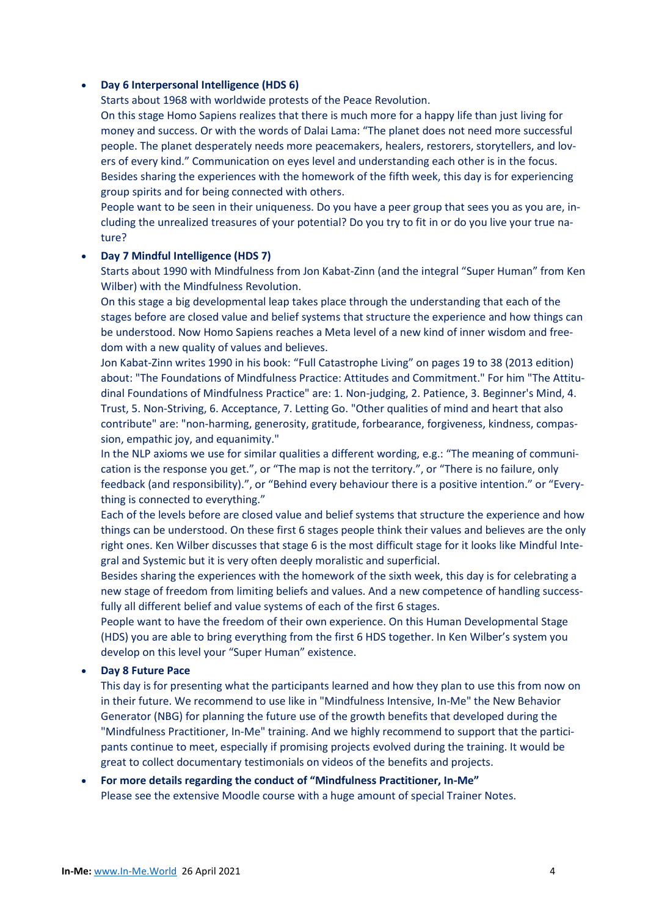- **Day 6 Interpersonal Intelligence (HDS 6)**
  Starts about 1968 with worldwide protests of the Peace Revolution.
  On this stage Homo Sapiens realizes that there is much more for a happy life than just living for money and success. Or with the words of Dalai Lama: "The planet does not need more successful people. The planet desperately needs more peacemakers, healers, restorers, storytellers, and lovers of every kind." Communication on eyes level and understanding each other is in the focus.
  Besides sharing the experiences with the homework of the fifth week, this day is for experiencing group spirits and for being connected with others.
  People want to be seen in their uniqueness. Do you have a peer group that sees you as you are, including the unrealized treasures of your potential? Do you try to fit in or do you live your true nature?

- **Day 7 Mindful Intelligence (HDS 7)**
  Starts about 1990 with Mindfulness from Jon Kabat-Zinn (and the integral "Super Human" from Ken Wilber) with the Mindfulness Revolution.
  On this stage a big developmental leap takes place through the understanding that each of the stages before are closed value and belief systems that structure the experience and how things can be understood. Now Homo Sapiens reaches a Meta level of a new kind of inner wisdom and freedom with a new quality of values and believes.
  Jon Kabat-Zinn writes 1990 in his book: "Full Catastrophe Living" on pages 19 to 38 (2013 edition) about: "The Foundations of Mindfulness Practice: Attitudes and Commitment." For him "The Attitudinal Foundations of Mindfulness Practice" are: 1. Non-judging, 2. Patience, 3. Beginner's Mind, 4. Trust, 5. Non-Striving, 6. Acceptance, 7. Letting Go. "Other qualities of mind and heart that also contribute" are: "non-harming, generosity, gratitude, forbearance, forgiveness, kindness, compassion, empathic joy, and equanimity."
  In the NLP axioms we use for similar qualities a different wording, e.g.: "The meaning of communication is the response you get.", or "The map is not the territory.", or "There is no failure, only feedback (and responsibility).", or "Behind every behaviour there is a positive intention." or "Everything is connected to everything."
  Each of the levels before are closed value and belief systems that structure the experience and how things can be understood. On these first 6 stages people think their values and believes are the only right ones. Ken Wilber discusses that stage 6 is the most difficult stage for it looks like Mindful Integral and Systemic but it is very often deeply moralistic and superficial.
  Besides sharing the experiences with the homework of the sixth week, this day is for celebrating a new stage of freedom from limiting beliefs and values. And a new competence of handling successfully all different belief and value systems of each of the first 6 stages.
  People want to have the freedom of their own experience. On this Human Developmental Stage (HDS) you are able to bring everything from the first 6 HDS together. In Ken Wilber's system you develop on this level your "Super Human" existence.

- **Day 8 Future Pace**
  This day is for presenting what the participants learned and how they plan to use this from now on in their future. We recommend to use like in "Mindfulness Intensive, In-Me" the New Behavior Generator (NBG) for planning the future use of the growth benefits that developed during the "Mindfulness Practitioner, In-Me" training. And we highly recommend to support that the participants continue to meet, especially if promising projects evolved during the training. It would be great to collect documentary testimonials on videos of the benefits and projects.

- **For more details regarding the conduct of "Mindfulness Practitioner, In-Me"**
  Please see the extensive Moodle course with a huge amount of special Trainer Notes.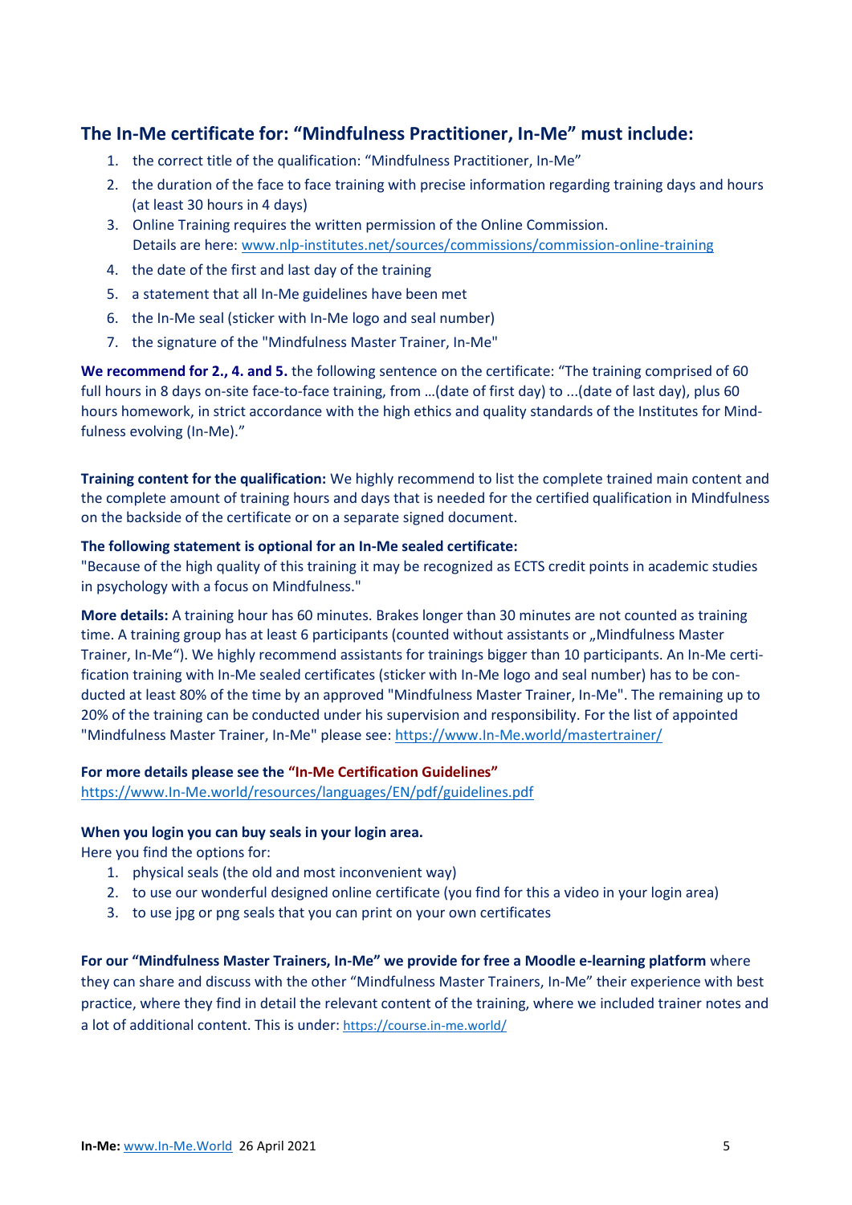## The In-Me certificate for: "Mindfulness Practitioner, In-Me" must include:

1. the correct title of the qualification: "Mindfulness Practitioner, In-Me"
2. the duration of the face to face training with precise information regarding training days and hours (at least 30 hours in 4 days)
3. Online Training requires the written permission of the Online Commission. Details are here: www.nlp-institutes.net/sources/commissions/commission-online-training
4. the date of the first and last day of the training
5. a statement that all In-Me guidelines have been met
6. the In-Me seal (sticker with In-Me logo and seal number)
7. the signature of the "Mindfulness Master Trainer, In-Me"

**We recommend for 2., 4. and 5.** the following sentence on the certificate: "The training comprised of 60 full hours in 8 days on-site face-to-face training, from …(date of first day) to ...(date of last day), plus 60 hours homework, in strict accordance with the high ethics and quality standards of the Institutes for Mindfulness evolving (In-Me)."

**Training content for the qualification:** We highly recommend to list the complete trained main content and the complete amount of training hours and days that is needed for the certified qualification in Mindfulness on the backside of the certificate or on a separate signed document.

**The following statement is optional for an In-Me sealed certificate:**
"Because of the high quality of this training it may be recognized as ECTS credit points in academic studies in psychology with a focus on Mindfulness."

**More details:** A training hour has 60 minutes. Brakes longer than 30 minutes are not counted as training time. A training group has at least 6 participants (counted without assistants or „Mindfulness Master Trainer, In-Me"). We highly recommend assistants for trainings bigger than 10 participants. An In-Me certification training with In-Me sealed certificates (sticker with In-Me logo and seal number) has to be conducted at least 80% of the time by an approved "Mindfulness Master Trainer, In-Me". The remaining up to 20% of the training can be conducted under his supervision and responsibility. For the list of appointed "Mindfulness Master Trainer, In-Me" please see: https://www.In-Me.world/mastertrainer/

**For more details please see the "In-Me Certification Guidelines"**
https://www.In-Me.world/resources/languages/EN/pdf/guidelines.pdf

**When you login you can buy seals in your login area.**
Here you find the options for:

1. physical seals (the old and most inconvenient way)
2. to use our wonderful designed online certificate (you find for this a video in your login area)
3. to use jpg or png seals that you can print on your own certificates

**For our "Mindfulness Master Trainers, In-Me" we provide for free a Moodle e-learning platform** where they can share and discuss with the other "Mindfulness Master Trainers, In-Me" their experience with best practice, where they find in detail the relevant content of the training, where we included trainer notes and a lot of additional content. This is under: https://course.in-me.world/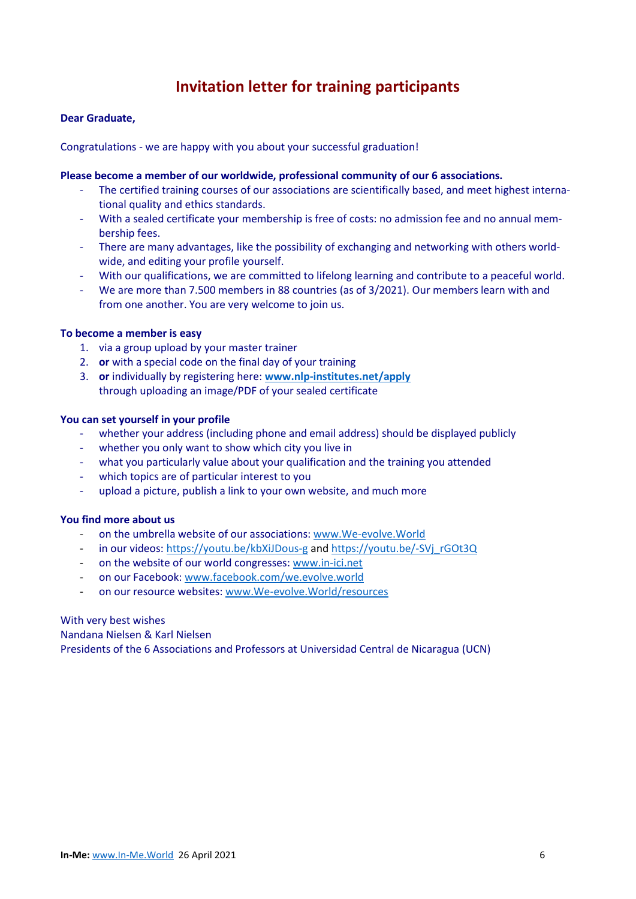# Invitation letter for training participants

**Dear Graduate,**

Congratulations - we are happy with you about your successful graduation!

**Please become a member of our worldwide, professional community of our 6 associations.**

- The certified training courses of our associations are scientifically based, and meet highest international quality and ethics standards.
- With a sealed certificate your membership is free of costs: no admission fee and no annual membership fees.
- There are many advantages, like the possibility of exchanging and networking with others worldwide, and editing your profile yourself.
- With our qualifications, we are committed to lifelong learning and contribute to a peaceful world.
- We are more than 7.500 members in 88 countries (as of 3/2021). Our members learn with and from one another. You are very welcome to join us.

**To become a member is easy**

1. via a group upload by your master trainer
2. **or** with a special code on the final day of your training
3. **or** individually by registering here: **www.nlp-institutes.net/apply** through uploading an image/PDF of your sealed certificate

**You can set yourself in your profile**

- whether your address (including phone and email address) should be displayed publicly
- whether you only want to show which city you live in
- what you particularly value about your qualification and the training you attended
- which topics are of particular interest to you
- upload a picture, publish a link to your own website, and much more

**You find more about us**

- on the umbrella website of our associations: www.We-evolve.World
- in our videos: https://youtu.be/kbXiJDous-g and https://youtu.be/-SVj_rGOt3Q
- on the website of our world congresses: www.in-ici.net
- on our Facebook: www.facebook.com/we.evolve.world
- on our resource websites: www.We-evolve.World/resources

With very best wishes
Nandana Nielsen & Karl Nielsen
Presidents of the 6 Associations and Professors at Universidad Central de Nicaragua (UCN)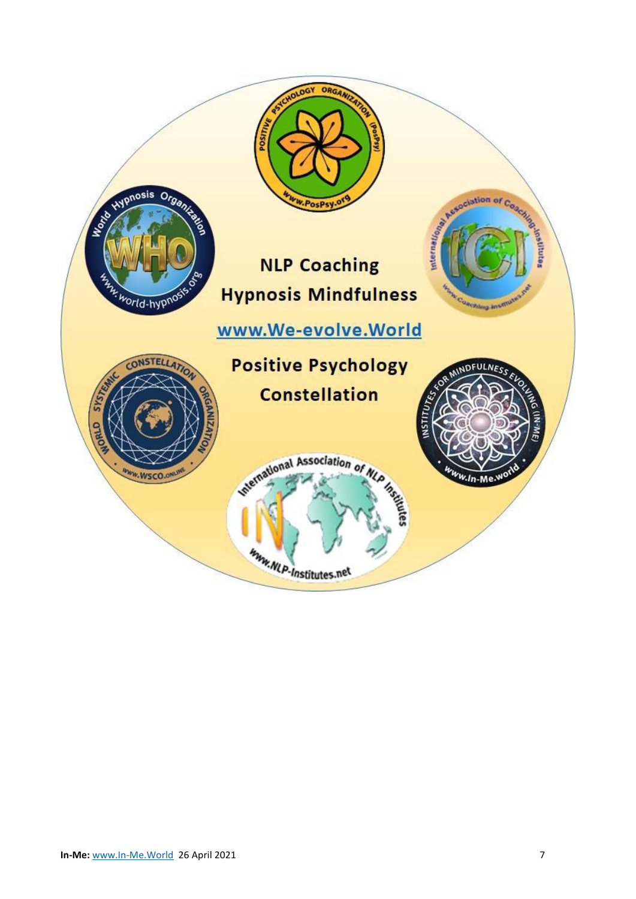NLP Coaching
Hypnosis Mindfulness

www.We-evolve.World

Positive Psychology
Constellation